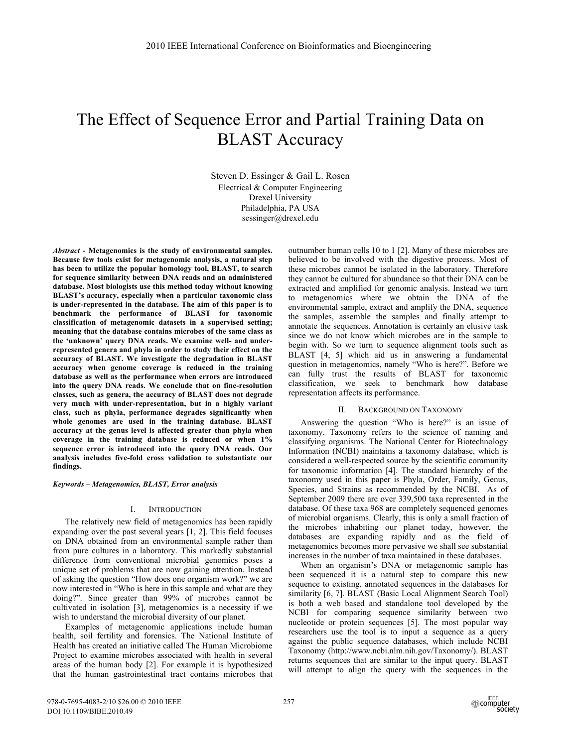# The Effect of Sequence Error and Partial Training Data on BLAST Accuracy

Steven D. Essinger & Gail L. Rosen
Electrical & Computer Engineering
Drexel University
Philadelphia, PA USA
sessinger@drexel.edu

***Abstract* - Metagenomics is the study of environmental samples. Because few tools exist for metagenomic analysis, a natural step has been to utilize the popular homology tool, BLAST, to search for sequence similarity between DNA reads and an administered database. Most biologists use this method today without knowing BLAST's accuracy, especially when a particular taxonomic class is under-represented in the database. The aim of this paper is to benchmark the performance of BLAST for taxonomic classification of metagenomic datasets in a supervised setting; meaning that the database contains microbes of the same class as the 'unknown' query DNA reads. We examine well- and under-represented genera and phyla in order to study their effect on the accuracy of BLAST. We investigate the degradation in BLAST accuracy when genome coverage is reduced in the training database as well as the performance when errors are introduced into the query DNA reads. We conclude that on fine-resolution classes, such as genera, the accuracy of BLAST does not degrade very much with under-representation, but in a highly variant class, such as phyla, performance degrades significantly when whole genomes are used in the training database. BLAST accuracy at the genus level is affected greater than phyla when coverage in the training database is reduced or when 1% sequence error is introduced into the query DNA reads. Our analysis includes five-fold cross validation to substantiate our findings.**

***Keywords – Metagenomics, BLAST, Error analysis***

## I. Introduction

The relatively new field of metagenomics has been rapidly expanding over the past several years [1, 2]. This field focuses on DNA obtained from an environmental sample rather than from pure cultures in a laboratory. This markedly substantial difference from conventional microbial genomics poses a unique set of problems that are now gaining attention. Instead of asking the question "How does one organism work?" we are now interested in "Who is here in this sample and what are they doing?". Since greater than 99% of microbes cannot be cultivated in isolation [3], metagenomics is a necessity if we wish to understand the microbial diversity of our planet.

Examples of metagenomic applications include human health, soil fertility and forensics. The National Institute of Health has created an initiative called The Human Microbiome Project to examine microbes associated with health in several areas of the human body [2]. For example it is hypothesized that the human gastrointestinal tract contains microbes that outnumber human cells 10 to 1 [2]. Many of these microbes are believed to be involved with the digestive process. Most of these microbes cannot be isolated in the laboratory. Therefore they cannot be cultured for abundance so that their DNA can be extracted and amplified for genomic analysis. Instead we turn to metagenomics where we obtain the DNA of the environmental sample, extract and amplify the DNA, sequence the samples, assemble the samples and finally attempt to annotate the sequences. Annotation is certainly an elusive task since we do not know which microbes are in the sample to begin with. So we turn to sequence alignment tools such as BLAST [4, 5] which aid us in answering a fundamental question in metagenomics, namely "Who is here?". Before we can fully trust the results of BLAST for taxonomic classification, we seek to benchmark how database representation affects its performance.

## II. Background on Taxonomy

Answering the question "Who is here?" is an issue of taxonomy. Taxonomy refers to the science of naming and classifying organisms. The National Center for Biotechnology Information (NCBI) maintains a taxonomy database, which is considered a well-respected source by the scientific community for taxonomic information [4]. The standard hierarchy of the taxonomy used in this paper is Phyla, Order, Family, Genus, Species, and Strains as recommended by the NCBI. As of September 2009 there are over 339,500 taxa represented in the database. Of these taxa 968 are completely sequenced genomes of microbial organisms. Clearly, this is only a small fraction of the microbes inhabiting our planet today, however, the databases are expanding rapidly and as the field of metagenomics becomes more pervasive we shall see substantial increases in the number of taxa maintained in these databases.

When an organism's DNA or metagenomic sample has been sequenced it is a natural step to compare this new sequence to existing, annotated sequences in the databases for similarity [6, 7]. BLAST (Basic Local Alignment Search Tool) is both a web based and standalone tool developed by the NCBI for comparing sequence similarity between two nucleotide or protein sequences [5]. The most popular way researchers use the tool is to input a sequence as a query against the public sequence databases, which include NCBI Taxonomy (http://www.ncbi.nlm.nih.gov/Taxonomy/). BLAST returns sequences that are similar to the input query. BLAST will attempt to align the query with the sequences in the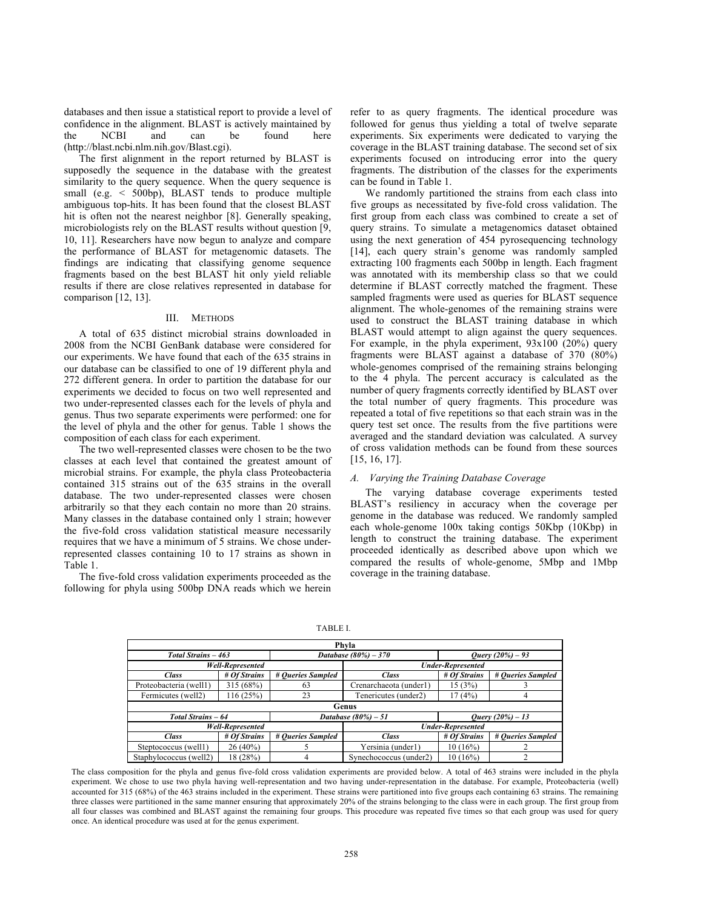databases and then issue a statistical report to provide a level of confidence in the alignment. BLAST is actively maintained by the NCBI and can be found here (http://blast.ncbi.nlm.nih.gov/Blast.cgi).

The first alignment in the report returned by BLAST is supposedly the sequence in the database with the greatest similarity to the query sequence. When the query sequence is small (e.g. < 500bp), BLAST tends to produce multiple ambiguous top-hits. It has been found that the closest BLAST hit is often not the nearest neighbor [8]. Generally speaking, microbiologists rely on the BLAST results without question [9, 10, 11]. Researchers have now begun to analyze and compare the performance of BLAST for metagenomic datasets. The findings are indicating that classifying genome sequence fragments based on the best BLAST hit only yield reliable results if there are close relatives represented in database for comparison [12, 13].

## III. Methods

A total of 635 distinct microbial strains downloaded in 2008 from the NCBI GenBank database were considered for our experiments. We have found that each of the 635 strains in our database can be classified to one of 19 different phyla and 272 different genera. In order to partition the database for our experiments we decided to focus on two well represented and two under-represented classes each for the levels of phyla and genus. Thus two separate experiments were performed: one for the level of phyla and the other for genus. Table 1 shows the composition of each class for each experiment.

The two well-represented classes were chosen to be the two classes at each level that contained the greatest amount of microbial strains. For example, the phyla class Proteobacteria contained 315 strains out of the 635 strains in the overall database. The two under-represented classes were chosen arbitrarily so that they each contain no more than 20 strains. Many classes in the database contained only 1 strain; however the five-fold cross validation statistical measure necessarily requires that we have a minimum of 5 strains. We chose under-represented classes containing 10 to 17 strains as shown in Table 1.

The five-fold cross validation experiments proceeded as the following for phyla using 500bp DNA reads which we herein refer to as query fragments. The identical procedure was followed for genus thus yielding a total of twelve separate experiments. Six experiments were dedicated to varying the coverage in the BLAST training database. The second set of six experiments focused on introducing error into the query fragments. The distribution of the classes for the experiments can be found in Table 1.

We randomly partitioned the strains from each class into five groups as necessitated by five-fold cross validation. The first group from each class was combined to create a set of query strains. To simulate a metagenomics dataset obtained using the next generation of 454 pyrosequencing technology [14], each query strain's genome was randomly sampled extracting 100 fragments each 500bp in length. Each fragment was annotated with its membership class so that we could determine if BLAST correctly matched the fragment. These sampled fragments were used as queries for BLAST sequence alignment. The whole-genomes of the remaining strains were used to construct the BLAST training database in which BLAST would attempt to align against the query sequences. For example, in the phyla experiment, 93x100 (20%) query fragments were BLAST against a database of 370 (80%) whole-genomes comprised of the remaining strains belonging to the 4 phyla. The percent accuracy is calculated as the number of query fragments correctly identified by BLAST over the total number of query fragments. This procedure was repeated a total of five repetitions so that each strain was in the query test set once. The results from the five partitions were averaged and the standard deviation was calculated. A survey of cross validation methods can be found from these sources [15, 16, 17].

### *A. Varying the Training Database Coverage*

The varying database coverage experiments tested BLAST's resiliency in accuracy when the coverage per genome in the database was reduced. We randomly sampled each whole-genome 100x taking contigs 50Kbp (10Kbp) in length to construct the training database. The experiment proceeded identically as described above upon which we compared the results of whole-genome, 5Mbp and 1Mbp coverage in the training database.

TABLE I.

| Phyla | | | | | |
|---|---|---|---|---|---|
| ***Total Strains – 463*** | | ***Database (80%) – 370*** | | ***Query (20%) – 93*** | |
| ***Well-Represented*** | | | ***Under-Represented*** | | |
| ***Class*** | ***# Of Strains*** | ***# Queries Sampled*** | ***Class*** | ***# Of Strains*** | ***# Queries Sampled*** |
| Proteobacteria (well1) | 315 (68%) | 63 | Crenarchaeota (under1) | 15 (3%) | 3 |
| Fermicutes (well2) | 116 (25%) | 23 | Tenericutes (under2) | 17 (4%) | 4 |
| **Genus** | | | | | |
| ***Total Strains – 64*** | | ***Database (80%) – 51*** | | ***Query (20%) – 13*** | |
| ***Well-Represented*** | | | ***Under-Represented*** | | |
| ***Class*** | ***# Of Strains*** | ***# Queries Sampled*** | ***Class*** | ***# Of Strains*** | ***# Queries Sampled*** |
| Steptococcus (well1) | 26 (40%) | 5 | Yersinia (under1) | 10 (16%) | 2 |
| Staphylococcus (well2) | 18 (28%) | 4 | Synechococcus (under2) | 10 (16%) | 2 |

The class composition for the phyla and genus five-fold cross validation experiments are provided below. A total of 463 strains were included in the phyla experiment. We chose to use two phyla having well-representation and two having under-representation in the database. For example, Proteobacteria (well) accounted for 315 (68%) of the 463 strains included in the experiment. These strains were partitioned into five groups each containing 63 strains. The remaining three classes were partitioned in the same manner ensuring that approximately 20% of the strains belonging to the class were in each group. The first group from all four classes was combined and BLAST against the remaining four groups. This procedure was repeated five times so that each group was used for query once. An identical procedure was used at for the genus experiment.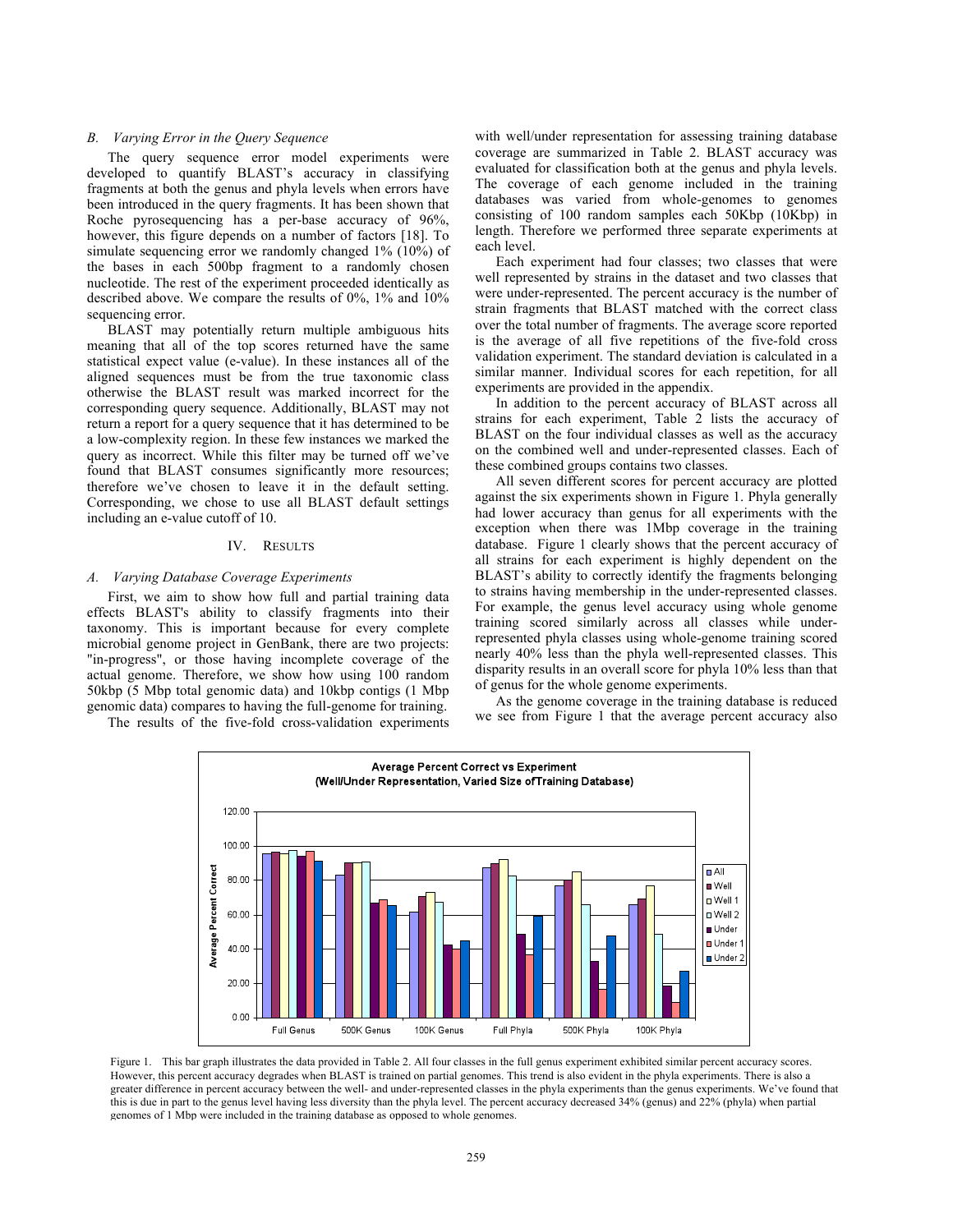### B. Varying Error in the Query Sequence

The query sequence error model experiments were developed to quantify BLAST's accuracy in classifying fragments at both the genus and phyla levels when errors have been introduced in the query fragments. It has been shown that Roche pyrosequencing has a per-base accuracy of 96%, however, this figure depends on a number of factors [18]. To simulate sequencing error we randomly changed 1% (10%) of the bases in each 500bp fragment to a randomly chosen nucleotide. The rest of the experiment proceeded identically as described above. We compare the results of 0%, 1% and 10% sequencing error.

BLAST may potentially return multiple ambiguous hits meaning that all of the top scores returned have the same statistical expect value (e-value). In these instances all of the aligned sequences must be from the true taxonomic class otherwise the BLAST result was marked incorrect for the corresponding query sequence. Additionally, BLAST may not return a report for a query sequence that it has determined to be a low-complexity region. In these few instances we marked the query as incorrect. While this filter may be turned off we've found that BLAST consumes significantly more resources; therefore we've chosen to leave it in the default setting. Corresponding, we chose to use all BLAST default settings including an e-value cutoff of 10.

## IV. Results

### A. Varying Database Coverage Experiments

First, we aim to show how full and partial training data effects BLAST's ability to classify fragments into their taxonomy. This is important because for every complete microbial genome project in GenBank, there are two projects: "in-progress", or those having incomplete coverage of the actual genome. Therefore, we show how using 100 random 50kbp (5 Mbp total genomic data) and 10kbp contigs (1 Mbp genomic data) compares to having the full-genome for training.

The results of the five-fold cross-validation experiments with well/under representation for assessing training database coverage are summarized in Table 2. BLAST accuracy was evaluated for classification both at the genus and phyla levels. The coverage of each genome included in the training databases was varied from whole-genomes to genomes consisting of 100 random samples each 50Kbp (10Kbp) in length. Therefore we performed three separate experiments at each level.

Each experiment had four classes; two classes that were well represented by strains in the dataset and two classes that were under-represented. The percent accuracy is the number of strain fragments that BLAST matched with the correct class over the total number of fragments. The average score reported is the average of all five repetitions of the five-fold cross validation experiment. The standard deviation is calculated in a similar manner. Individual scores for each repetition, for all experiments are provided in the appendix.

In addition to the percent accuracy of BLAST across all strains for each experiment, Table 2 lists the accuracy of BLAST on the four individual classes as well as the accuracy on the combined well and under-represented classes. Each of these combined groups contains two classes.

All seven different scores for percent accuracy are plotted against the six experiments shown in Figure 1. Phyla generally had lower accuracy than genus for all experiments with the exception when there was 1Mbp coverage in the training database. Figure 1 clearly shows that the percent accuracy of all strains for each experiment is highly dependent on the BLAST's ability to correctly identify the fragments belonging to strains having membership in the under-represented classes. For example, the genus level accuracy using whole genome training scored similarly across all classes while under-represented phyla classes using whole-genome training scored nearly 40% less than the phyla well-represented classes. This disparity results in an overall score for phyla 10% less than that of genus for the whole genome experiments.

As the genome coverage in the training database is reduced we see from Figure 1 that the average percent accuracy also

Figure 1. This bar graph illustrates the data provided in Table 2. All four classes in the full genus experiment exhibited similar percent accuracy scores. However, this percent accuracy degrades when BLAST is trained on partial genomes. This trend is also evident in the phyla experiments. There is also a greater difference in percent accuracy between the well- and under-represented classes in the phyla experiments than the genus experiments. We've found that this is due in part to the genus level having less diversity than the phyla level. The percent accuracy decreased 34% (genus) and 22% (phyla) when partial genomes of 1 Mbp were included in the training database as opposed to whole genomes.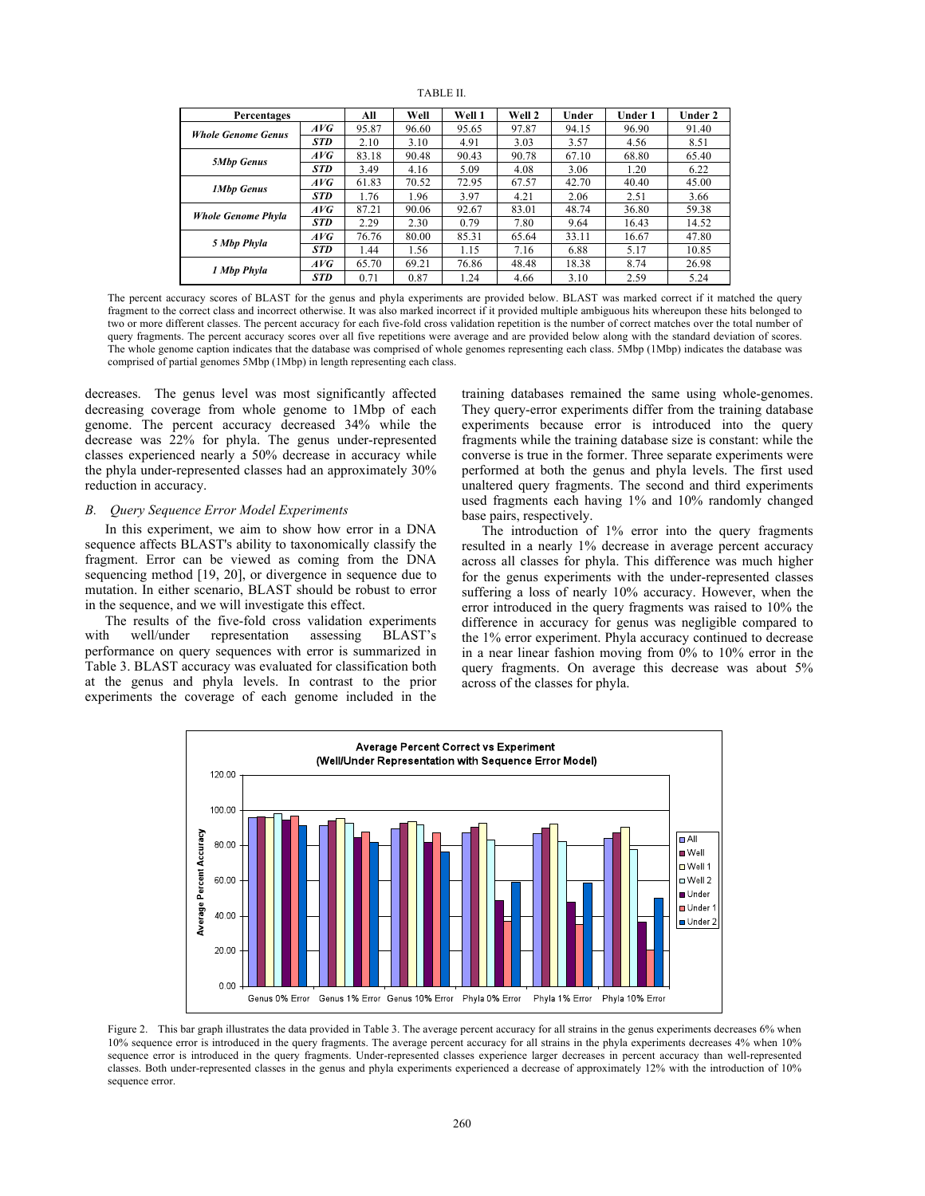TABLE II.

| Percentages | | All | Well | Well 1 | Well 2 | Under | Under 1 | Under 2 |
|---|---|---|---|---|---|---|---|---|
| ***Whole Genome Genus*** | ***AVG*** | 95.87 | 96.60 | 95.65 | 97.87 | 94.15 | 96.90 | 91.40 |
| | ***STD*** | 2.10 | 3.10 | 4.91 | 3.03 | 3.57 | 4.56 | 8.51 |
| ***5Mbp Genus*** | ***AVG*** | 83.18 | 90.48 | 90.43 | 90.78 | 67.10 | 68.80 | 65.40 |
| | ***STD*** | 3.49 | 4.16 | 5.09 | 4.08 | 3.06 | 1.20 | 6.22 |
| ***1Mbp Genus*** | ***AVG*** | 61.83 | 70.52 | 72.95 | 67.57 | 42.70 | 40.40 | 45.00 |
| | ***STD*** | 1.76 | 1.96 | 3.97 | 4.21 | 2.06 | 2.51 | 3.66 |
| ***Whole Genome Phyla*** | ***AVG*** | 87.21 | 90.06 | 92.67 | 83.01 | 48.74 | 36.80 | 59.38 |
| | ***STD*** | 2.29 | 2.30 | 0.79 | 7.80 | 9.64 | 16.43 | 14.52 |
| ***5 Mbp Phyla*** | ***AVG*** | 76.76 | 80.00 | 85.31 | 65.64 | 33.11 | 16.67 | 47.80 |
| | ***STD*** | 1.44 | 1.56 | 1.15 | 7.16 | 6.88 | 5.17 | 10.85 |
| ***1 Mbp Phyla*** | ***AVG*** | 65.70 | 69.21 | 76.86 | 48.48 | 18.38 | 8.74 | 26.98 |
| | ***STD*** | 0.71 | 0.87 | 1.24 | 4.66 | 3.10 | 2.59 | 5.24 |

The percent accuracy scores of BLAST for the genus and phyla experiments are provided below. BLAST was marked correct if it matched the query fragment to the correct class and incorrect otherwise. It was also marked incorrect if it provided multiple ambiguous hits whereupon these hits belonged to two or more different classes. The percent accuracy for each five-fold cross validation repetition is the number of correct matches over the total number of query fragments. The percent accuracy scores over all five repetitions were average and are provided below along with the standard deviation of scores. The whole genome caption indicates that the database was comprised of whole genomes representing each class. 5Mbp (1Mbp) indicates the database was comprised of partial genomes 5Mbp (1Mbp) in length representing each class.

decreases. The genus level was most significantly affected decreasing coverage from whole genome to 1Mbp of each genome. The percent accuracy decreased 34% while the decrease was 22% for phyla. The genus under-represented classes experienced nearly a 50% decrease in accuracy while the phyla under-represented classes had an approximately 30% reduction in accuracy.

### *B. Query Sequence Error Model Experiments*

In this experiment, we aim to show how error in a DNA sequence affects BLAST's ability to taxonomically classify the fragment. Error can be viewed as coming from the DNA sequencing method [19, 20], or divergence in sequence due to mutation. In either scenario, BLAST should be robust to error in the sequence, and we will investigate this effect.

The results of the five-fold cross validation experiments with well/under representation assessing BLAST's performance on query sequences with error is summarized in Table 3. BLAST accuracy was evaluated for classification both at the genus and phyla levels. In contrast to the prior experiments the coverage of each genome included in the training databases remained the same using whole-genomes. They query-error experiments differ from the training database experiments because error is introduced into the query fragments while the training database size is constant: while the converse is true in the former. Three separate experiments were performed at both the genus and phyla levels. The first used unaltered query fragments. The second and third experiments used fragments each having 1% and 10% randomly changed base pairs, respectively.

The introduction of 1% error into the query fragments resulted in a nearly 1% decrease in average percent accuracy across all classes for phyla. This difference was much higher for the genus experiments with the under-represented classes suffering a loss of nearly 10% accuracy. However, when the error introduced in the query fragments was raised to 10% the difference in accuracy for genus was negligible compared to the 1% error experiment. Phyla accuracy continued to decrease in a near linear fashion moving from 0% to 10% error in the query fragments. On average this decrease was about 5% across of the classes for phyla.

Figure 2. This bar graph illustrates the data provided in Table 3. The average percent accuracy for all strains in the genus experiments decreases 6% when 10% sequence error is introduced in the query fragments. The average percent accuracy for all strains in the phyla experiments decreases 4% when 10% sequence error is introduced in the query fragments. Under-represented classes experience larger decreases in percent accuracy than well-represented classes. Both under-represented classes in the genus and phyla experiments experienced a decrease of approximately 12% with the introduction of 10% sequence error.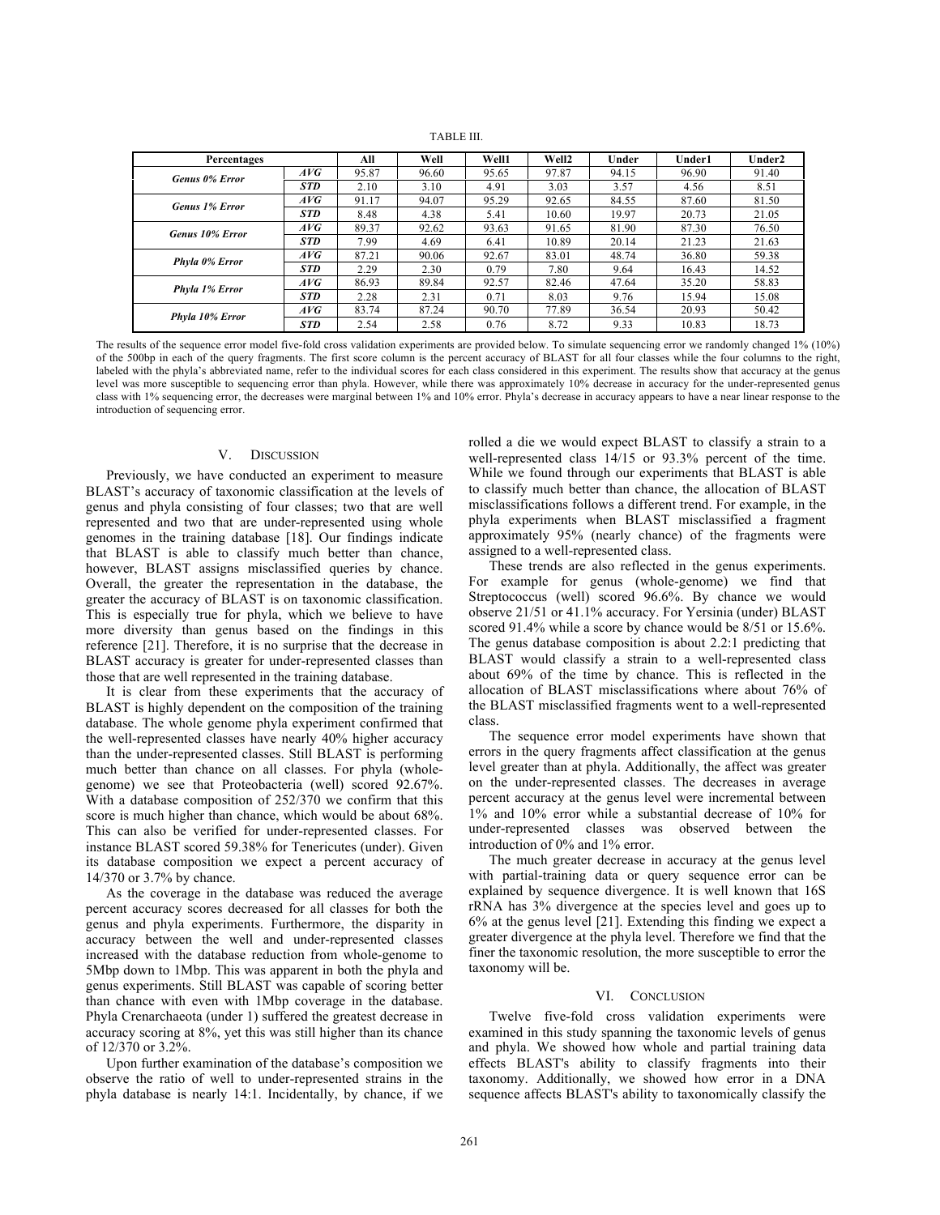TABLE III.

| Percentages | | All | Well | Well1 | Well2 | Under | Under1 | Under2 |
|---|---|---|---|---|---|---|---|---|
| ***Genus 0% Error*** | ***AVG*** | 95.87 | 96.60 | 95.65 | 97.87 | 94.15 | 96.90 | 91.40 |
| | ***STD*** | 2.10 | 3.10 | 4.91 | 3.03 | 3.57 | 4.56 | 8.51 |
| ***Genus 1% Error*** | ***AVG*** | 91.17 | 94.07 | 95.29 | 92.65 | 84.55 | 87.60 | 81.50 |
| | ***STD*** | 8.48 | 4.38 | 5.41 | 10.60 | 19.97 | 20.73 | 21.05 |
| ***Genus 10% Error*** | ***AVG*** | 89.37 | 92.62 | 93.63 | 91.65 | 81.90 | 87.30 | 76.50 |
| | ***STD*** | 7.99 | 4.69 | 6.41 | 10.89 | 20.14 | 21.23 | 21.63 |
| ***Phyla 0% Error*** | ***AVG*** | 87.21 | 90.06 | 92.67 | 83.01 | 48.74 | 36.80 | 59.38 |
| | ***STD*** | 2.29 | 2.30 | 0.79 | 7.80 | 9.64 | 16.43 | 14.52 |
| ***Phyla 1% Error*** | ***AVG*** | 86.93 | 89.84 | 92.57 | 82.46 | 47.64 | 35.20 | 58.83 |
| | ***STD*** | 2.28 | 2.31 | 0.71 | 8.03 | 9.76 | 15.94 | 15.08 |
| ***Phyla 10% Error*** | ***AVG*** | 83.74 | 87.24 | 90.70 | 77.89 | 36.54 | 20.93 | 50.42 |
| | ***STD*** | 2.54 | 2.58 | 0.76 | 8.72 | 9.33 | 10.83 | 18.73 |

The results of the sequence error model five-fold cross validation experiments are provided below. To simulate sequencing error we randomly changed 1% (10%) of the 500bp in each of the query fragments. The first score column is the percent accuracy of BLAST for all four classes while the four columns to the right, labeled with the phyla's abbreviated name, refer to the individual scores for each class considered in this experiment. The results show that accuracy at the genus level was more susceptible to sequencing error than phyla. However, while there was approximately 10% decrease in accuracy for the under-represented genus class with 1% sequencing error, the decreases were marginal between 1% and 10% error. Phyla's decrease in accuracy appears to have a near linear response to the introduction of sequencing error.

## V. Discussion

Previously, we have conducted an experiment to measure BLAST's accuracy of taxonomic classification at the levels of genus and phyla consisting of four classes; two that are well represented and two that are under-represented using whole genomes in the training database [18]. Our findings indicate that BLAST is able to classify much better than chance, however, BLAST assigns misclassified queries by chance. Overall, the greater the representation in the database, the greater the accuracy of BLAST is on taxonomic classification. This is especially true for phyla, which we believe to have more diversity than genus based on the findings in this reference [21]. Therefore, it is no surprise that the decrease in BLAST accuracy is greater for under-represented classes than those that are well represented in the training database.

It is clear from these experiments that the accuracy of BLAST is highly dependent on the composition of the training database. The whole genome phyla experiment confirmed that the well-represented classes have nearly 40% higher accuracy than the under-represented classes. Still BLAST is performing much better than chance on all classes. For phyla (whole-genome) we see that Proteobacteria (well) scored 92.67%. With a database composition of 252/370 we confirm that this score is much higher than chance, which would be about 68%. This can also be verified for under-represented classes. For instance BLAST scored 59.38% for Tenericutes (under). Given its database composition we expect a percent accuracy of 14/370 or 3.7% by chance.

As the coverage in the database was reduced the average percent accuracy scores decreased for all classes for both the genus and phyla experiments. Furthermore, the disparity in accuracy between the well and under-represented classes increased with the database reduction from whole-genome to 5Mbp down to 1Mbp. This was apparent in both the phyla and genus experiments. Still BLAST was capable of scoring better than chance with even with 1Mbp coverage in the database. Phyla Crenarchaeota (under 1) suffered the greatest decrease in accuracy scoring at 8%, yet this was still higher than its chance of 12/370 or 3.2%.

Upon further examination of the database's composition we observe the ratio of well to under-represented strains in the phyla database is nearly 14:1. Incidentally, by chance, if we rolled a die we would expect BLAST to classify a strain to a well-represented class 14/15 or 93.3% percent of the time. While we found through our experiments that BLAST is able to classify much better than chance, the allocation of BLAST misclassifications follows a different trend. For example, in the phyla experiments when BLAST misclassified a fragment approximately 95% (nearly chance) of the fragments were assigned to a well-represented class.

These trends are also reflected in the genus experiments. For example for genus (whole-genome) we find that Streptococcus (well) scored 96.6%. By chance we would observe 21/51 or 41.1% accuracy. For Yersinia (under) BLAST scored 91.4% while a score by chance would be 8/51 or 15.6%. The genus database composition is about 2.2:1 predicting that BLAST would classify a strain to a well-represented class about 69% of the time by chance. This is reflected in the allocation of BLAST misclassifications where about 76% of the BLAST misclassified fragments went to a well-represented class.

The sequence error model experiments have shown that errors in the query fragments affect classification at the genus level greater than at phyla. Additionally, the affect was greater on the under-represented classes. The decreases in average percent accuracy at the genus level were incremental between 1% and 10% error while a substantial decrease of 10% for under-represented classes was observed between the introduction of 0% and 1% error.

The much greater decrease in accuracy at the genus level with partial-training data or query sequence error can be explained by sequence divergence. It is well known that 16S rRNA has 3% divergence at the species level and goes up to 6% at the genus level [21]. Extending this finding we expect a greater divergence at the phyla level. Therefore we find that the finer the taxonomic resolution, the more susceptible to error the taxonomy will be.

## VI. Conclusion

Twelve five-fold cross validation experiments were examined in this study spanning the taxonomic levels of genus and phyla. We showed how whole and partial training data effects BLAST's ability to classify fragments into their taxonomy. Additionally, we showed how error in a DNA sequence affects BLAST's ability to taxonomically classify the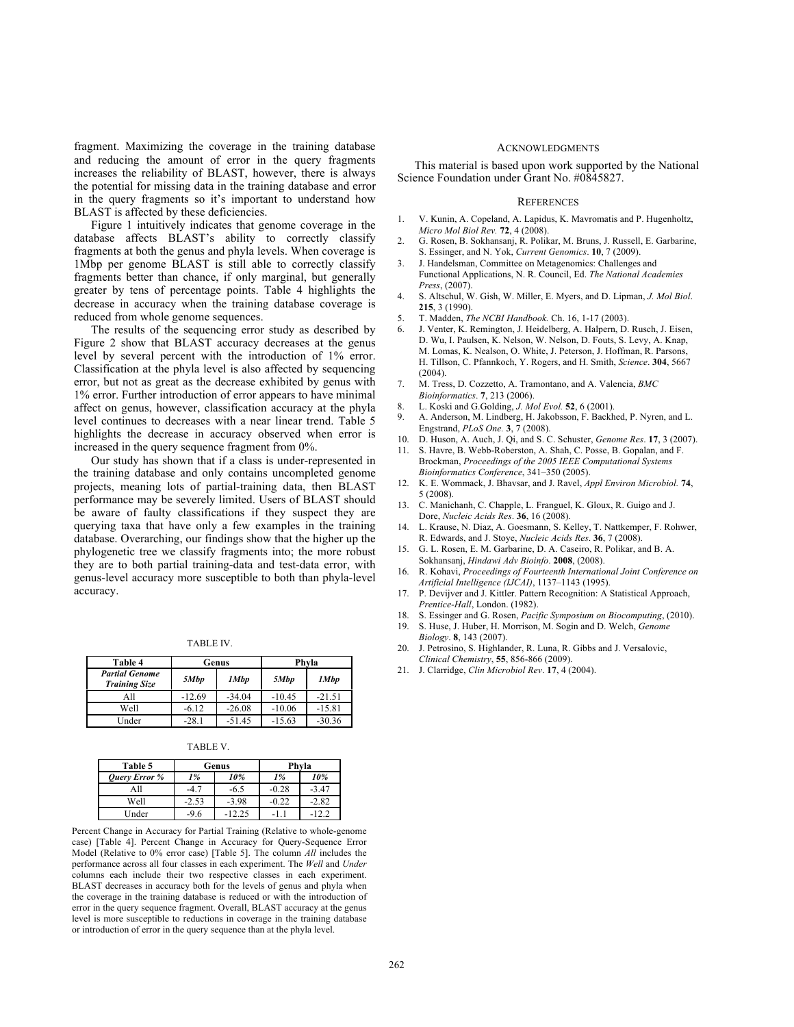fragment. Maximizing the coverage in the training database and reducing the amount of error in the query fragments increases the reliability of BLAST, however, there is always the potential for missing data in the training database and error in the query fragments so it's important to understand how BLAST is affected by these deficiencies.

Figure 1 intuitively indicates that genome coverage in the database affects BLAST's ability to correctly classify fragments at both the genus and phyla levels. When coverage is 1Mbp per genome BLAST is still able to correctly classify fragments better than chance, if only marginal, but generally greater by tens of percentage points. Table 4 highlights the decrease in accuracy when the training database coverage is reduced from whole genome sequences.

The results of the sequencing error study as described by Figure 2 show that BLAST accuracy decreases at the genus level by several percent with the introduction of 1% error. Classification at the phyla level is also affected by sequencing error, but not as great as the decrease exhibited by genus with 1% error. Further introduction of error appears to have minimal affect on genus, however, classification accuracy at the phyla level continues to decreases with a near linear trend. Table 5 highlights the decrease in accuracy observed when error is increased in the query sequence fragment from 0%.

Our study has shown that if a class is under-represented in the training database and only contains uncompleted genome projects, meaning lots of partial-training data, then BLAST performance may be severely limited. Users of BLAST should be aware of faulty classifications if they suspect they are querying taxa that have only a few examples in the training database. Overarching, our findings show that the higher up the phylogenetic tree we classify fragments into; the more robust they are to both partial training-data and test-data error, with genus-level accuracy more susceptible to both than phyla-level accuracy.

TABLE IV.

| Table 4 | Genus | | Phyla | |
|---|---|---|---|---|
| ***Partial Genome Training Size*** | ***5Mbp*** | ***1Mbp*** | ***5Mbp*** | ***1Mbp*** |
| All | -12.69 | -34.04 | -10.45 | -21.51 |
| Well | -6.12 | -26.08 | -10.06 | -15.81 |
| Under | -28.1 | -51.45 | -15.63 | -30.36 |

TABLE V.

| Table 5 | Genus | | Phyla | |
|---|---|---|---|---|
| ***Query Error %*** | ***1%*** | ***10%*** | ***1%*** | ***10%*** |
| All | -4.7 | -6.5 | -0.28 | -3.47 |
| Well | -2.53 | -3.98 | -0.22 | -2.82 |
| Under | -9.6 | -12.25 | -1.1 | -12.2 |

Percent Change in Accuracy for Partial Training (Relative to whole-genome case) [Table 4]. Percent Change in Accuracy for Query-Sequence Error Model (Relative to 0% error case) [Table 5]. The column *All* includes the performance across all four classes in each experiment. The *Well* and *Under* columns each include their two respective classes in each experiment. BLAST decreases in accuracy both for the levels of genus and phyla when the coverage in the training database is reduced or with the introduction of error in the query sequence fragment. Overall, BLAST accuracy at the genus level is more susceptible to reductions in coverage in the training database or introduction of error in the query sequence than at the phyla level.

## ACKNOWLEDGMENTS

This material is based upon work supported by the National Science Foundation under Grant No. #0845827.

## REFERENCES

1. V. Kunin, A. Copeland, A. Lapidus, K. Mavromatis and P. Hugenholtz, *Micro Mol Biol Rev.* **72**, 4 (2008).
2. G. Rosen, B. Sokhansanj, R. Polikar, M. Bruns, J. Russell, E. Garbarine, S. Essinger, and N. Yok, *Current Genomics*. **10**, 7 (2009).
3. J. Handelsman, Committee on Metagenomics: Challenges and Functional Applications, N. R. Council, Ed. *The National Academies Press*, (2007).
4. S. Altschul, W. Gish, W. Miller, E. Myers, and D. Lipman, *J. Mol Biol*. **215**, 3 (1990).
5. T. Madden, *The NCBI Handbook.* Ch. 16, 1-17 (2003).
6. J. Venter, K. Remington, J. Heidelberg, A. Halpern, D. Rusch, J. Eisen, D. Wu, I. Paulsen, K. Nelson, W. Nelson, D. Fouts, S. Levy, A. Knap, M. Lomas, K. Nealson, O. White, J. Peterson, J. Hoffman, R. Parsons, H. Tillson, C. Pfannkoch, Y. Rogers, and H. Smith, *Science*. **304**, 5667 (2004).
7. M. Tress, D. Cozzetto, A. Tramontano, and A. Valencia, *BMC Bioinformatics*. **7**, 213 (2006).
8. L. Koski and G.Golding, *J. Mol Evol.* **52**, 6 (2001).
9. A. Anderson, M. Lindberg, H. Jakobsson, F. Backhed, P. Nyren, and L. Engstrand, *PLoS One.* **3**, 7 (2008).
10. D. Huson, A. Auch, J. Qi, and S. C. Schuster, *Genome Res*. **17**, 3 (2007).
11. S. Havre, B. Webb-Robertson, A. Shah, C. Posse, B. Gopalan, and F. Brockman, *Proceedings of the 2005 IEEE Computational Systems Bioinformatics Conference*, 341–350 (2005).
12. K. E. Wommack, J. Bhavsar, and J. Ravel, *Appl Environ Microbiol.* **74**, 5 (2008).
13. C. Manichanh, C. Chapple, L. Franguel, K. Gloux, R. Guigo and J. Dore, *Nucleic Acids Res*. **36**, 16 (2008).
14. L. Krause, N. Diaz, A. Goesmann, S. Kelley, T. Nattkemper, F. Rohwer, R. Edwards, and J. Stoye, *Nucleic Acids Res.* **36**, 7 (2008).
15. G. L. Rosen, E. M. Garbarine, D. A. Caseiro, R. Polikar, and B. A. Sokhansanj, *Hindawi Adv Bioinfo*. **2008**, (2008).
16. R. Kohavi, *Proceedings of Fourteenth International Joint Conference on Artificial Intelligence (IJCAI)*, 1137–1143 (1995).
17. P. Devijver and J. Kittler. Pattern Recognition: A Statistical Approach, *Prentice-Hall*, London. (1982).
18. S. Essinger and G. Rosen, *Pacific Symposium on Biocomputing*, (2010).
19. S. Huse, J. Huber, H. Morrison, M. Sogin and D. Welch, *Genome Biology*. **8**, 143 (2007).
20. J. Petrosino, S. Highlander, R. Luna, R. Gibbs and J. Versalovic, *Clinical Chemistry*, **55**, 856-866 (2009).
21. J. Clarridge, *Clin Microbiol Rev*. **17**, 4 (2004).